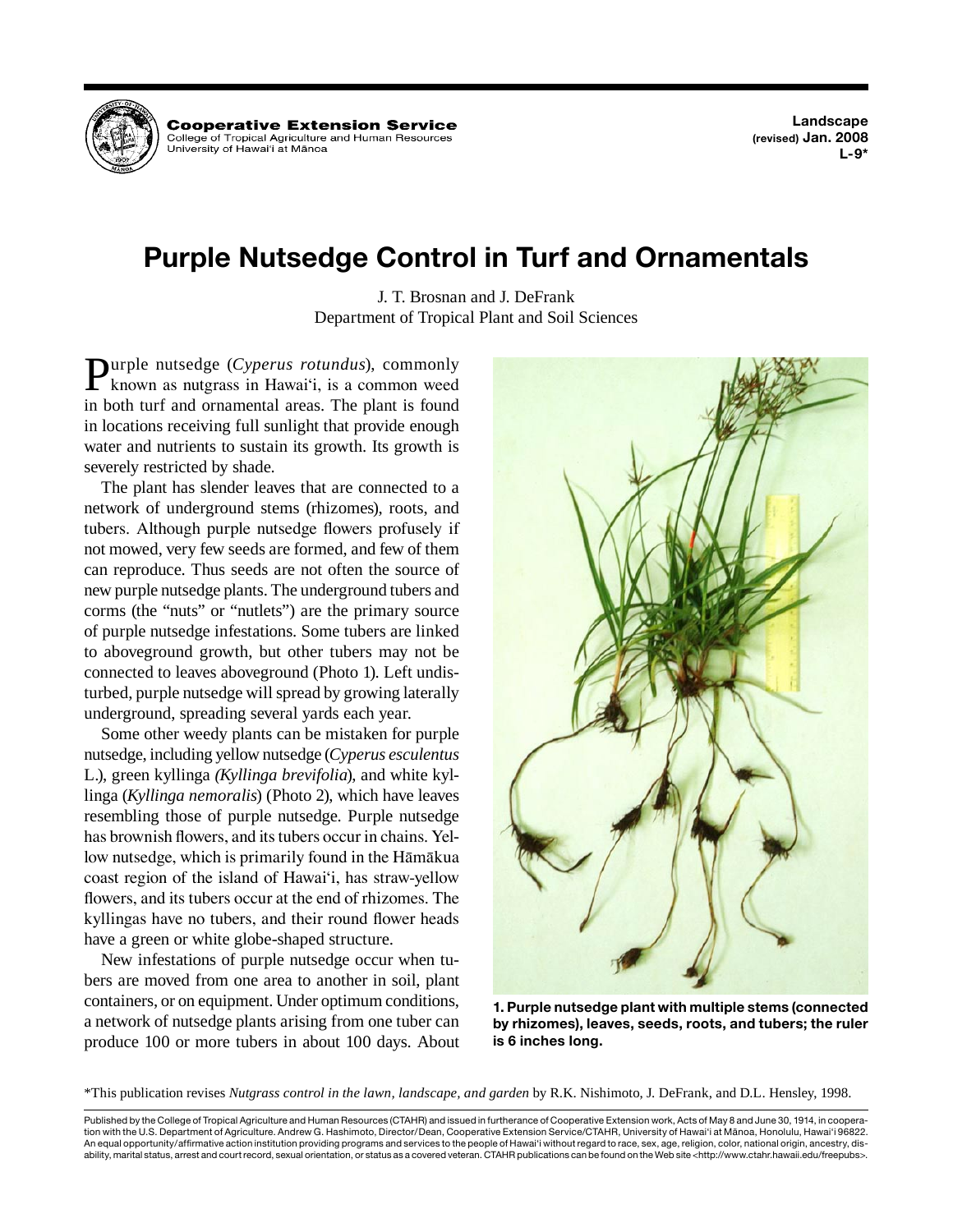# Purple Nutsedge Control in Turf and Ornamentals

J. T. Brosnan and J. DeFrank
Department of Tropical Plant and Soil Sciences

Purple nutsedge (*Cyperus rotundus*), commonly known as nutgrass in Hawai'i, is a common weed in both turf and ornamental areas. The plant is found in locations receiving full sunlight that provide enough water and nutrients to sustain its growth. Its growth is severely restricted by shade.

The plant has slender leaves that are connected to a network of underground stems (rhizomes), roots, and tubers. Although purple nutsedge flowers profusely if not mowed, very few seeds are formed, and few of them can reproduce. Thus seeds are not often the source of new purple nutsedge plants. The underground tubers and corms (the "nuts" or "nutlets") are the primary source of purple nutsedge infestations. Some tubers are linked to aboveground growth, but other tubers may not be connected to leaves aboveground (Photo 1). Left undisturbed, purple nutsedge will spread by growing laterally underground, spreading several yards each year.

Some other weedy plants can be mistaken for purple nutsedge, including yellow nutsedge (*Cyperus esculentus* L.), green kyllinga *(Kyllinga brevifolia*), and white kyllinga (*Kyllinga nemoralis*) (Photo 2), which have leaves resembling those of purple nutsedge. Purple nutsedge has brownish flowers, and its tubers occur in chains. Yellow nutsedge, which is primarily found in the Hāmākua coast region of the island of Hawai'i, has straw-yellow flowers, and its tubers occur at the end of rhizomes. The kyllingas have no tubers, and their round flower heads have a green or white globe-shaped structure.

New infestations of purple nutsedge occur when tubers are moved from one area to another in soil, plant containers, or on equipment. Under optimum conditions, a network of nutsedge plants arising from one tuber can produce 100 or more tubers in about 100 days. About

**1. Purple nutsedge plant with multiple stems (connected by rhizomes), leaves, seeds, roots, and tubers; the ruler is 6 inches long.**

\*This publication revises *Nutgrass control in the lawn, landscape, and garden* by R.K. Nishimoto, J. DeFrank, and D.L. Hensley, 1998.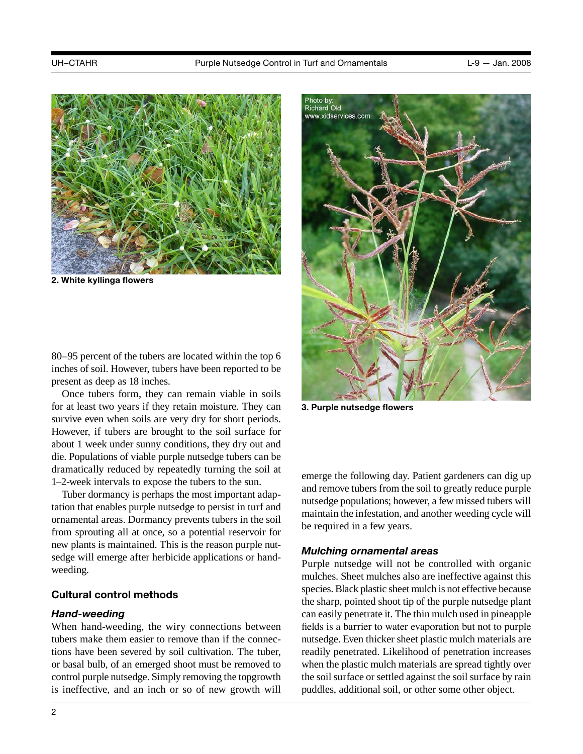2. White kyllinga flowers

3. Purple nutsedge flowers

80–95 percent of the tubers are located within the top 6 inches of soil. However, tubers have been reported to be present as deep as 18 inches.

Once tubers form, they can remain viable in soils for at least two years if they retain moisture. They can survive even when soils are very dry for short periods. However, if tubers are brought to the soil surface for about 1 week under sunny conditions, they dry out and die. Populations of viable purple nutsedge tubers can be dramatically reduced by repeatedly turning the soil at 1–2-week intervals to expose the tubers to the sun.

Tuber dormancy is perhaps the most important adaptation that enables purple nutsedge to persist in turf and ornamental areas. Dormancy prevents tubers in the soil from sprouting all at once, so a potential reservoir for new plants is maintained. This is the reason purple nutsedge will emerge after herbicide applications or hand-weeding.

### Cultural control methods

#### *Hand-weeding*

When hand-weeding, the wiry connections between tubers make them easier to remove than if the connections have been severed by soil cultivation. The tuber, or basal bulb, of an emerged shoot must be removed to control purple nutsedge. Simply removing the topgrowth is ineffective, and an inch or so of new growth will emerge the following day. Patient gardeners can dig up and remove tubers from the soil to greatly reduce purple nutsedge populations; however, a few missed tubers will maintain the infestation, and another weeding cycle will be required in a few years.

#### *Mulching ornamental areas*

Purple nutsedge will not be controlled with organic mulches. Sheet mulches also are ineffective against this species. Black plastic sheet mulch is not effective because the sharp, pointed shoot tip of the purple nutsedge plant can easily penetrate it. The thin mulch used in pineapple fields is a barrier to water evaporation but not to purple nutsedge. Even thicker sheet plastic mulch materials are readily penetrated. Likelihood of penetration increases when the plastic mulch materials are spread tightly over the soil surface or settled against the soil surface by rain puddles, additional soil, or other some other object.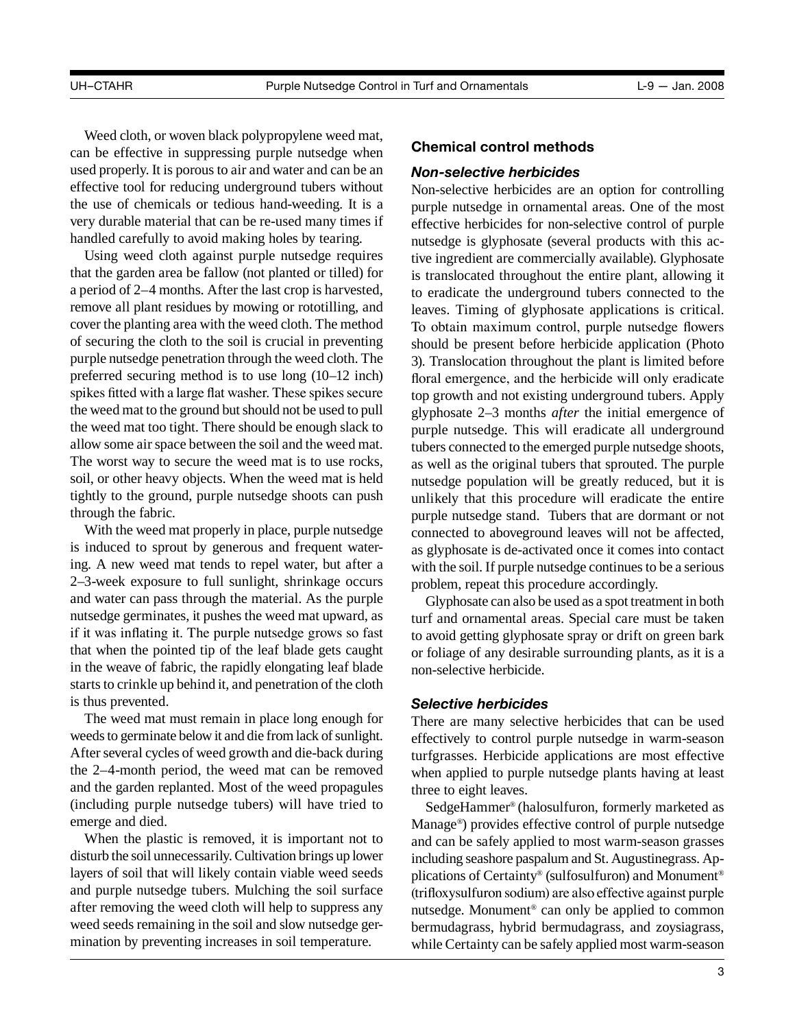Weed cloth, or woven black polypropylene weed mat, can be effective in suppressing purple nutsedge when used properly. It is porous to air and water and can be an effective tool for reducing underground tubers without the use of chemicals or tedious hand-weeding. It is a very durable material that can be re-used many times if handled carefully to avoid making holes by tearing.

Using weed cloth against purple nutsedge requires that the garden area be fallow (not planted or tilled) for a period of 2–4 months. After the last crop is harvested, remove all plant residues by mowing or rototilling, and cover the planting area with the weed cloth. The method of securing the cloth to the soil is crucial in preventing purple nutsedge penetration through the weed cloth. The preferred securing method is to use long (10–12 inch) spikes fitted with a large flat washer. These spikes secure the weed mat to the ground but should not be used to pull the weed mat too tight. There should be enough slack to allow some air space between the soil and the weed mat. The worst way to secure the weed mat is to use rocks, soil, or other heavy objects. When the weed mat is held tightly to the ground, purple nutsedge shoots can push through the fabric.

With the weed mat properly in place, purple nutsedge is induced to sprout by generous and frequent watering. A new weed mat tends to repel water, but after a 2–3-week exposure to full sunlight, shrinkage occurs and water can pass through the material. As the purple nutsedge germinates, it pushes the weed mat upward, as if it was inflating it. The purple nutsedge grows so fast that when the pointed tip of the leaf blade gets caught in the weave of fabric, the rapidly elongating leaf blade starts to crinkle up behind it, and penetration of the cloth is thus prevented.

The weed mat must remain in place long enough for weeds to germinate below it and die from lack of sunlight. After several cycles of weed growth and die-back during the 2–4-month period, the weed mat can be removed and the garden replanted. Most of the weed propagules (including purple nutsedge tubers) will have tried to emerge and died.

When the plastic is removed, it is important not to disturb the soil unnecessarily. Cultivation brings up lower layers of soil that will likely contain viable weed seeds and purple nutsedge tubers. Mulching the soil surface after removing the weed cloth will help to suppress any weed seeds remaining in the soil and slow nutsedge germination by preventing increases in soil temperature.

## Chemical control methods

### *Non-selective herbicides*

Non-selective herbicides are an option for controlling purple nutsedge in ornamental areas. One of the most effective herbicides for non-selective control of purple nutsedge is glyphosate (several products with this active ingredient are commercially available). Glyphosate is translocated throughout the entire plant, allowing it to eradicate the underground tubers connected to the leaves. Timing of glyphosate applications is critical. To obtain maximum control, purple nutsedge flowers should be present before herbicide application (Photo 3). Translocation throughout the plant is limited before floral emergence, and the herbicide will only eradicate top growth and not existing underground tubers. Apply glyphosate 2–3 months *after* the initial emergence of purple nutsedge. This will eradicate all underground tubers connected to the emerged purple nutsedge shoots, as well as the original tubers that sprouted. The purple nutsedge population will be greatly reduced, but it is unlikely that this procedure will eradicate the entire purple nutsedge stand. Tubers that are dormant or not connected to aboveground leaves will not be affected, as glyphosate is de-activated once it comes into contact with the soil. If purple nutsedge continues to be a serious problem, repeat this procedure accordingly.

Glyphosate can also be used as a spot treatment in both turf and ornamental areas. Special care must be taken to avoid getting glyphosate spray or drift on green bark or foliage of any desirable surrounding plants, as it is a non-selective herbicide.

### *Selective herbicides*

There are many selective herbicides that can be used effectively to control purple nutsedge in warm-season turfgrasses. Herbicide applications are most effective when applied to purple nutsedge plants having at least three to eight leaves.

SedgeHammer® (halosulfuron, formerly marketed as Manage®) provides effective control of purple nutsedge and can be safely applied to most warm-season grasses including seashore paspalum and St. Augustinegrass. Applications of Certainty® (sulfosulfuron) and Monument® (trifloxysulfuron sodium) are also effective against purple nutsedge. Monument® can only be applied to common bermudagrass, hybrid bermudagrass, and zoysiagrass, while Certainty can be safely applied most warm-season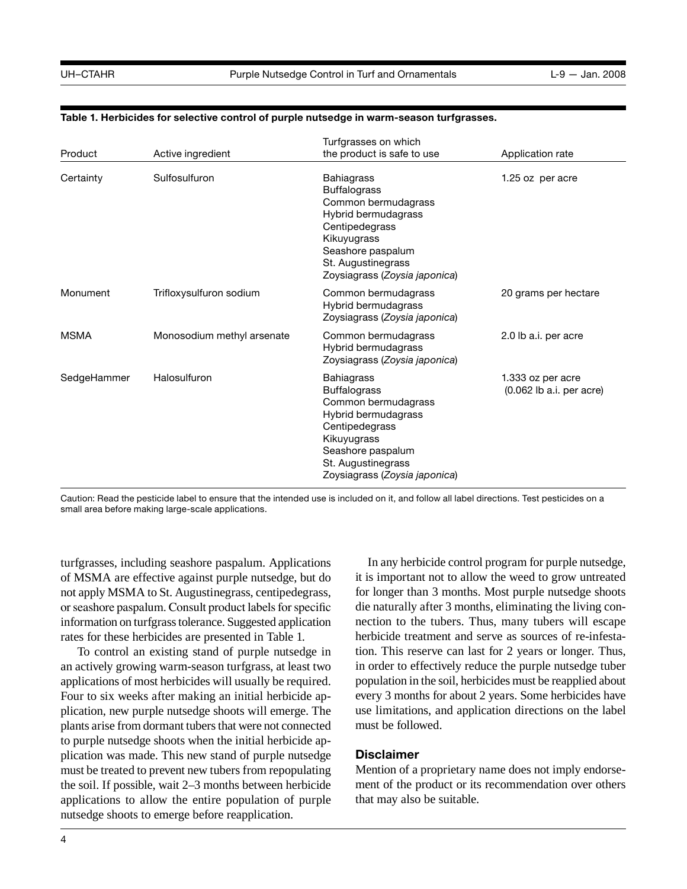**Table 1. Herbicides for selective control of purple nutsedge in warm-season turfgrasses.**

| Product | Active ingredient | Turfgrasses on which the product is safe to use | Application rate |
| --- | --- | --- | --- |
| Certainty | Sulfosulfuron | Bahiagrass<br>Buffalograss<br>Common bermudagrass<br>Hybrid bermudagrass<br>Centipedegrass<br>Kikuyugrass<br>Seashore paspalum<br>St. Augustinegrass<br>Zoysiagrass (*Zoysia japonica*) | 1.25 oz per acre |
| Monument | Trifloxysulfuron sodium | Common bermudagrass<br>Hybrid bermudagrass<br>Zoysiagrass (*Zoysia japonica*) | 20 grams per hectare |
| MSMA | Monosodium methyl arsenate | Common bermudagrass<br>Hybrid bermudagrass<br>Zoysiagrass (*Zoysia japonica*) | 2.0 lb a.i. per acre |
| SedgeHammer | Halosulfuron | Bahiagrass<br>Buffalograss<br>Common bermudagrass<br>Hybrid bermudagrass<br>Centipedegrass<br>Kikuyugrass<br>Seashore paspalum<br>St. Augustinegrass<br>Zoysiagrass (*Zoysia japonica*) | 1.333 oz per acre (0.062 lb a.i. per acre) |

Caution: Read the pesticide label to ensure that the intended use is included on it, and follow all label directions. Test pesticides on a small area before making large-scale applications.

turfgrasses, including seashore paspalum. Applications of MSMA are effective against purple nutsedge, but do not apply MSMA to St. Augustinegrass, centipedegrass, or seashore paspalum. Consult product labels for specific information on turfgrass tolerance. Suggested application rates for these herbicides are presented in Table 1.

To control an existing stand of purple nutsedge in an actively growing warm-season turfgrass, at least two applications of most herbicides will usually be required. Four to six weeks after making an initial herbicide application, new purple nutsedge shoots will emerge. The plants arise from dormant tubers that were not connected to purple nutsedge shoots when the initial herbicide application was made. This new stand of purple nutsedge must be treated to prevent new tubers from repopulating the soil. If possible, wait 2–3 months between herbicide applications to allow the entire population of purple nutsedge shoots to emerge before reapplication.

In any herbicide control program for purple nutsedge, it is important not to allow the weed to grow untreated for longer than 3 months. Most purple nutsedge shoots die naturally after 3 months, eliminating the living connection to the tubers. Thus, many tubers will escape herbicide treatment and serve as sources of re-infestation. This reserve can last for 2 years or longer. Thus, in order to effectively reduce the purple nutsedge tuber population in the soil, herbicides must be reapplied about every 3 months for about 2 years. Some herbicides have use limitations, and application directions on the label must be followed.

### Disclaimer

Mention of a proprietary name does not imply endorsement of the product or its recommendation over others that may also be suitable.